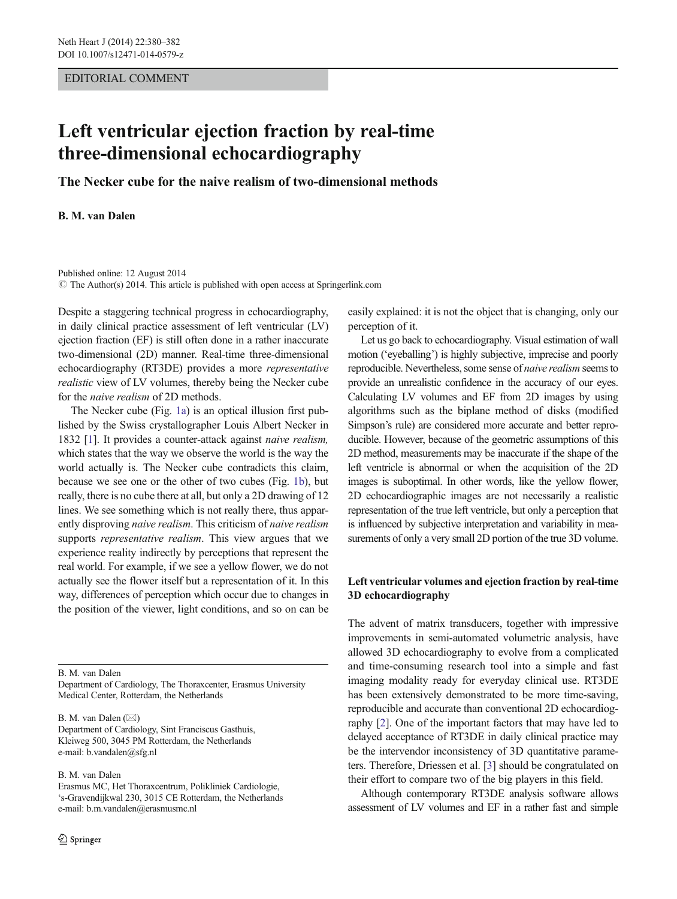EDITORIAL COMMENT

# Left ventricular ejection fraction by real-time three-dimensional echocardiography

## The Necker cube for the naive realism of two-dimensional methods

**B. M. van Dalen**

Published online: 12 August 2014
© The Author(s) 2014. This article is published with open access at Springerlink.com

Despite a staggering technical progress in echocardiography, in daily clinical practice assessment of left ventricular (LV) ejection fraction (EF) is still often done in a rather inaccurate two-dimensional (2D) manner. Real-time three-dimensional echocardiography (RT3DE) provides a more *representative realistic* view of LV volumes, thereby being the Necker cube for the *naive realism* of 2D methods.

The Necker cube (Fig. 1a) is an optical illusion first published by the Swiss crystallographer Louis Albert Necker in 1832 [1]. It provides a counter-attack against *naive realism,* which states that the way we observe the world is the way the world actually is. The Necker cube contradicts this claim, because we see one or the other of two cubes (Fig. 1b), but really, there is no cube there at all, but only a 2D drawing of 12 lines. We see something which is not really there, thus apparently disproving *naive realism*. This criticism of *naive realism* supports *representative realism*. This view argues that we experience reality indirectly by perceptions that represent the real world. For example, if we see a yellow flower, we do not actually see the flower itself but a representation of it. In this way, differences of perception which occur due to changes in the position of the viewer, light conditions, and so on can be easily explained: it is not the object that is changing, only our perception of it.

Let us go back to echocardiography. Visual estimation of wall motion ('eyeballing') is highly subjective, imprecise and poorly reproducible. Nevertheless, some sense of *naive realism* seems to provide an unrealistic confidence in the accuracy of our eyes. Calculating LV volumes and EF from 2D images by using algorithms such as the biplane method of disks (modified Simpson's rule) are considered more accurate and better reproducible. However, because of the geometric assumptions of this 2D method, measurements may be inaccurate if the shape of the left ventricle is abnormal or when the acquisition of the 2D images is suboptimal. In other words, like the yellow flower, 2D echocardiographic images are not necessarily a realistic representation of the true left ventricle, but only a perception that is influenced by subjective interpretation and variability in measurements of only a very small 2D portion of the true 3D volume.

### Left ventricular volumes and ejection fraction by real-time 3D echocardiography

The advent of matrix transducers, together with impressive improvements in semi-automated volumetric analysis, have allowed 3D echocardiography to evolve from a complicated and time-consuming research tool into a simple and fast imaging modality ready for everyday clinical use. RT3DE has been extensively demonstrated to be more time-saving, reproducible and accurate than conventional 2D echocardiography [2]. One of the important factors that may have led to delayed acceptance of RT3DE in daily clinical practice may be the intervendor inconsistency of 3D quantitative parameters. Therefore, Driessen et al. [3] should be congratulated on their effort to compare two of the big players in this field.

Although contemporary RT3DE analysis software allows assessment of LV volumes and EF in a rather fast and simple

---

B. M. van Dalen
Department of Cardiology, The Thoraxcenter, Erasmus University Medical Center, Rotterdam, the Netherlands

B. M. van Dalen (✉)
Department of Cardiology, Sint Franciscus Gasthuis, Kleiweg 500, 3045 PM Rotterdam, the Netherlands
e-mail: b.vandalen@sfg.nl

B. M. van Dalen
Erasmus MC, Het Thoraxcentrum, Polikliniek Cardiologie, 's-Gravendijkwal 230, 3015 CE Rotterdam, the Netherlands
e-mail: b.m.vandalen@erasmusmc.nl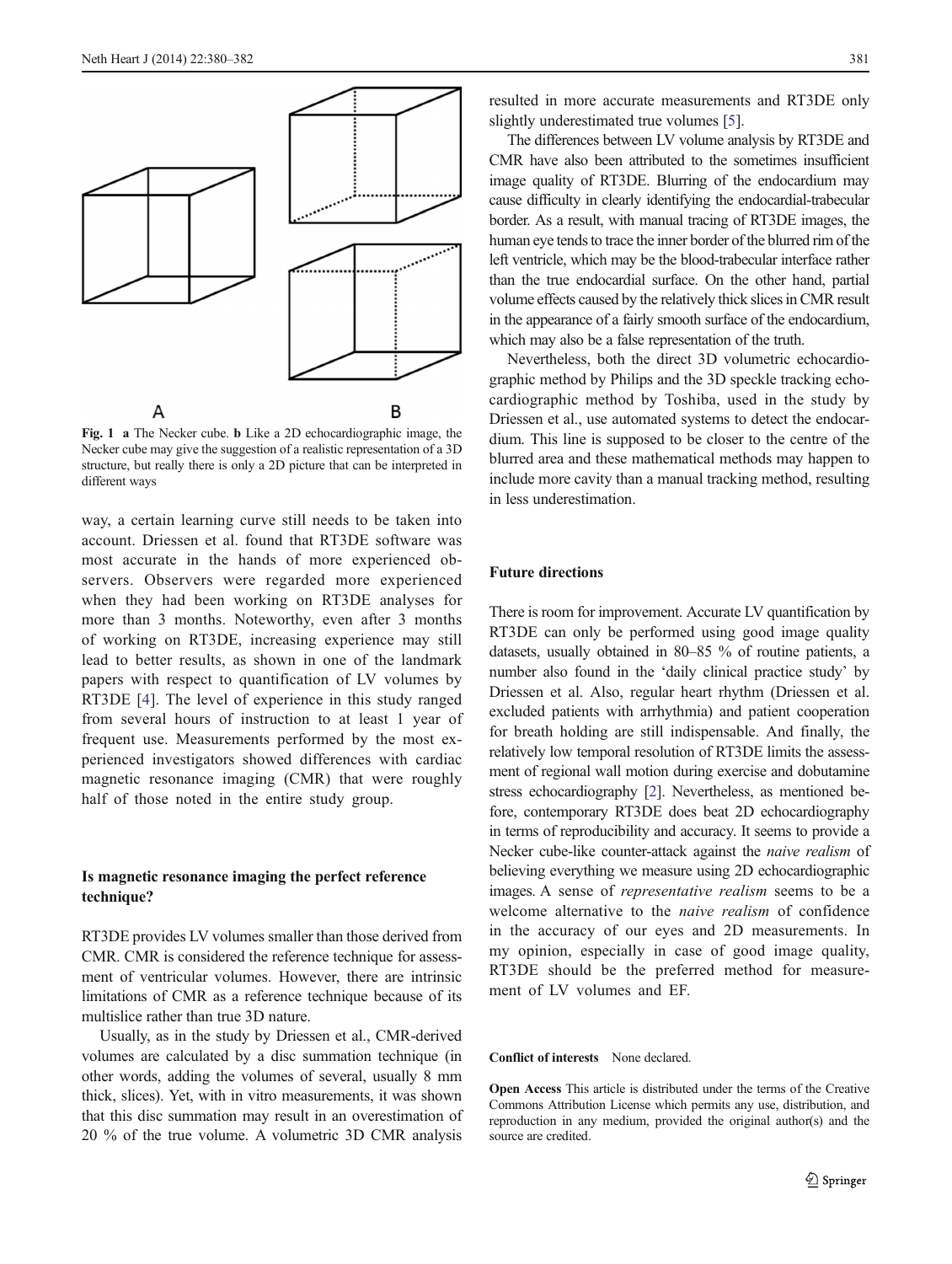**Fig. 1** **a** The Necker cube. **b** Like a 2D echocardiographic image, the Necker cube may give the suggestion of a realistic representation of a 3D structure, but really there is only a 2D picture that can be interpreted in different ways

way, a certain learning curve still needs to be taken into account. Driessen et al. found that RT3DE software was most accurate in the hands of more experienced observers. Observers were regarded more experienced when they had been working on RT3DE analyses for more than 3 months. Noteworthy, even after 3 months of working on RT3DE, increasing experience may still lead to better results, as shown in one of the landmark papers with respect to quantification of LV volumes by RT3DE [4]. The level of experience in this study ranged from several hours of instruction to at least 1 year of frequent use. Measurements performed by the most experienced investigators showed differences with cardiac magnetic resonance imaging (CMR) that were roughly half of those noted in the entire study group.

## Is magnetic resonance imaging the perfect reference technique?

RT3DE provides LV volumes smaller than those derived from CMR. CMR is considered the reference technique for assessment of ventricular volumes. However, there are intrinsic limitations of CMR as a reference technique because of its multislice rather than true 3D nature.

Usually, as in the study by Driessen et al., CMR-derived volumes are calculated by a disc summation technique (in other words, adding the volumes of several, usually 8 mm thick, slices). Yet, with in vitro measurements, it was shown that this disc summation may result in an overestimation of 20 % of the true volume. A volumetric 3D CMR analysis resulted in more accurate measurements and RT3DE only slightly underestimated true volumes [5].

The differences between LV volume analysis by RT3DE and CMR have also been attributed to the sometimes insufficient image quality of RT3DE. Blurring of the endocardium may cause difficulty in clearly identifying the endocardial-trabecular border. As a result, with manual tracing of RT3DE images, the human eye tends to trace the inner border of the blurred rim of the left ventricle, which may be the blood-trabecular interface rather than the true endocardial surface. On the other hand, partial volume effects caused by the relatively thick slices in CMR result in the appearance of a fairly smooth surface of the endocardium, which may also be a false representation of the truth.

Nevertheless, both the direct 3D volumetric echocardiographic method by Philips and the 3D speckle tracking echocardiographic method by Toshiba, used in the study by Driessen et al., use automated systems to detect the endocardium. This line is supposed to be closer to the centre of the blurred area and these mathematical methods may happen to include more cavity than a manual tracking method, resulting in less underestimation.

## Future directions

There is room for improvement. Accurate LV quantification by RT3DE can only be performed using good image quality datasets, usually obtained in 80–85 % of routine patients, a number also found in the 'daily clinical practice study' by Driessen et al. Also, regular heart rhythm (Driessen et al. excluded patients with arrhythmia) and patient cooperation for breath holding are still indispensable. And finally, the relatively low temporal resolution of RT3DE limits the assessment of regional wall motion during exercise and dobutamine stress echocardiography [2]. Nevertheless, as mentioned before, contemporary RT3DE does beat 2D echocardiography in terms of reproducibility and accuracy. It seems to provide a Necker cube-like counter-attack against the *naive realism* of believing everything we measure using 2D echocardiographic images. A sense of *representative realism* seems to be a welcome alternative to the *naive realism* of confidence in the accuracy of our eyes and 2D measurements. In my opinion, especially in case of good image quality, RT3DE should be the preferred method for measurement of LV volumes and EF.

**Conflict of interests** None declared.

**Open Access** This article is distributed under the terms of the Creative Commons Attribution License which permits any use, distribution, and reproduction in any medium, provided the original author(s) and the source are credited.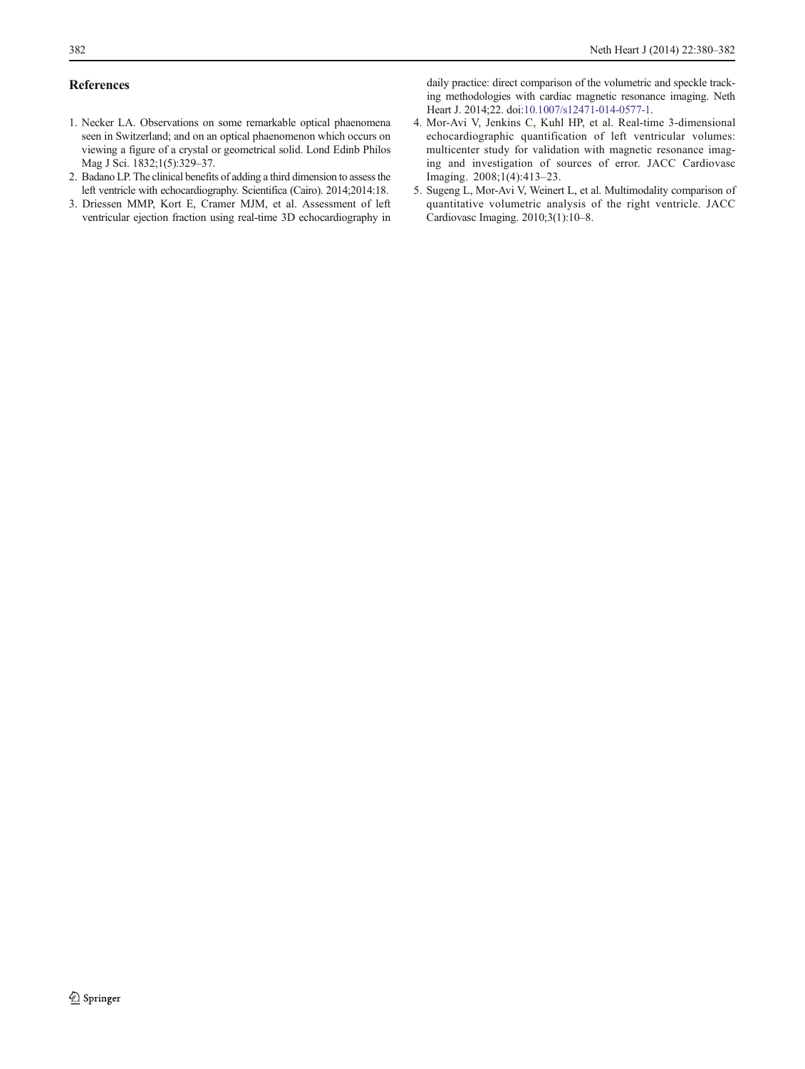## References

1. Necker LA. Observations on some remarkable optical phaenomena seen in Switzerland; and on an optical phaenomenon which occurs on viewing a figure of a crystal or geometrical solid. Lond Edinb Philos Mag J Sci. 1832;1(5):329–37.
2. Badano LP. The clinical benefits of adding a third dimension to assess the left ventricle with echocardiography. Scientifica (Cairo). 2014;2014:18.
3. Driessen MMP, Kort E, Cramer MJM, et al. Assessment of left ventricular ejection fraction using real-time 3D echocardiography in daily practice: direct comparison of the volumetric and speckle tracking methodologies with cardiac magnetic resonance imaging. Neth Heart J. 2014;22. doi:10.1007/s12471-014-0577-1.
4. Mor-Avi V, Jenkins C, Kuhl HP, et al. Real-time 3-dimensional echocardiographic quantification of left ventricular volumes: multicenter study for validation with magnetic resonance imaging and investigation of sources of error. JACC Cardiovasc Imaging. 2008;1(4):413–23.
5. Sugeng L, Mor-Avi V, Weinert L, et al. Multimodality comparison of quantitative volumetric analysis of the right ventricle. JACC Cardiovasc Imaging. 2010;3(1):10–8.